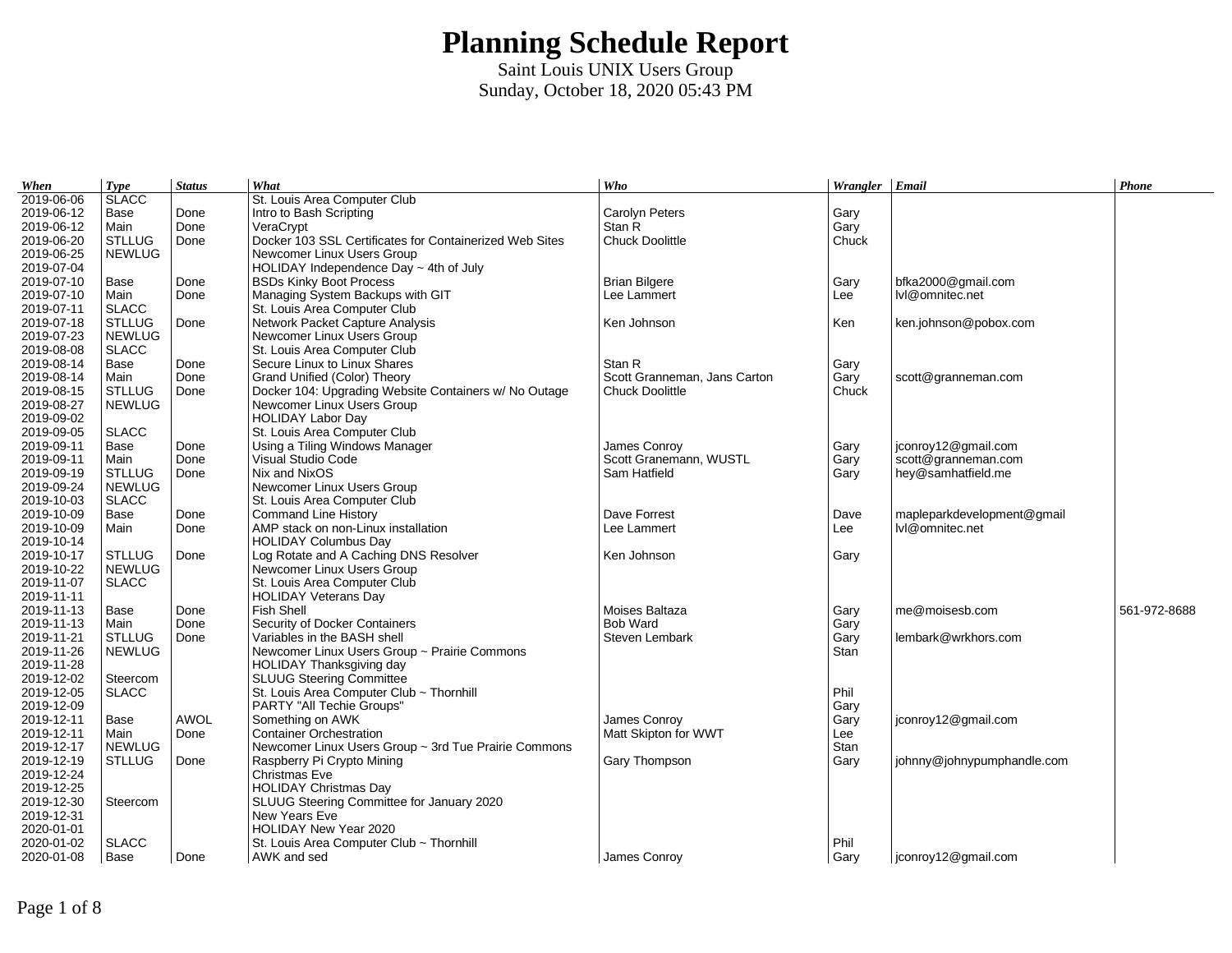# Planning Schedule Report

Saint Louis UNIX Users Group
Sunday, October 18, 2020 05:43 PM

| When | Type | Status | What | Who | Wrangler | Email | Phone |
|---|---|---|---|---|---|---|---|
| 2019-06-06 | SLACC | | St. Louis Area Computer Club | | | | |
| 2019-06-12 | Base | Done | Intro to Bash Scripting | Carolyn Peters | Gary | | |
| 2019-06-12 | Main | Done | VeraCrypt | Stan R | Gary | | |
| 2019-06-20 | STLLUG | Done | Docker 103 SSL Certificates for Containerized Web Sites | Chuck Doolittle | Chuck | | |
| 2019-06-25 | NEWLUG | | Newcomer Linux Users Group | | | | |
| 2019-07-04 | | | HOLIDAY Independence Day ~ 4th of July | | | | |
| 2019-07-10 | Base | Done | BSDs Kinky Boot Process | Brian Bilgere | Gary | bfka2000@gmail.com | |
| 2019-07-10 | Main | Done | Managing System Backups with GIT | Lee Lammert | Lee | lvl@omnitec.net | |
| 2019-07-11 | SLACC | | St. Louis Area Computer Club | | | | |
| 2019-07-18 | STLLUG | Done | Network Packet Capture Analysis | Ken Johnson | Ken | ken.johnson@pobox.com | |
| 2019-07-23 | NEWLUG | | Newcomer Linux Users Group | | | | |
| 2019-08-08 | SLACC | | St. Louis Area Computer Club | | | | |
| 2019-08-14 | Base | Done | Secure Linux to Linux Shares | Stan R | Gary | | |
| 2019-08-14 | Main | Done | Grand Unified (Color) Theory | Scott Granneman, Jans Carton | Gary | scott@granneman.com | |
| 2019-08-15 | STLLUG | Done | Docker 104: Upgrading Website Containers w/ No Outage | Chuck Doolittle | Chuck | | |
| 2019-08-27 | NEWLUG | | Newcomer Linux Users Group | | | | |
| 2019-09-02 | | | HOLIDAY Labor Day | | | | |
| 2019-09-05 | SLACC | | St. Louis Area Computer Club | | | | |
| 2019-09-11 | Base | Done | Using a Tiling Windows Manager | James Conroy | Gary | jconroy12@gmail.com | |
| 2019-09-11 | Main | Done | Visual Studio Code | Scott Granemann, WUSTL | Gary | scott@granneman.com | |
| 2019-09-19 | STLLUG | Done | Nix and NixOS | Sam Hatfield | Gary | hey@samhatfield.me | |
| 2019-09-24 | NEWLUG | | Newcomer Linux Users Group | | | | |
| 2019-10-03 | SLACC | | St. Louis Area Computer Club | | | | |
| 2019-10-09 | Base | Done | Command Line History | Dave Forrest | Dave | mapleparkdevelopment@gmail | |
| 2019-10-09 | Main | Done | AMP stack on non-Linux installation | Lee Lammert | Lee | lvl@omnitec.net | |
| 2019-10-14 | | | HOLIDAY Columbus Day | | | | |
| 2019-10-17 | STLLUG | Done | Log Rotate and A Caching DNS Resolver | Ken Johnson | Gary | | |
| 2019-10-22 | NEWLUG | | Newcomer Linux Users Group | | | | |
| 2019-11-07 | SLACC | | St. Louis Area Computer Club | | | | |
| 2019-11-11 | | | HOLIDAY Veterans Day | | | | |
| 2019-11-13 | Base | Done | Fish Shell | Moises Baltaza | Gary | me@moisesb.com | 561-972-8688 |
| 2019-11-13 | Main | Done | Security of Docker Containers | Bob Ward | Gary | | |
| 2019-11-21 | STLLUG | Done | Variables in the BASH shell | Steven Lembark | Gary | lembark@wrkhors.com | |
| 2019-11-26 | NEWLUG | | Newcomer Linux Users Group ~ Prairie Commons | | Stan | | |
| 2019-11-28 | | | HOLIDAY Thanksgiving day | | | | |
| 2019-12-02 | Steercom | | SLUUG Steering Committee | | | | |
| 2019-12-05 | SLACC | | St. Louis Area Computer Club ~ Thornhill | | Phil | | |
| 2019-12-09 | | | PARTY "All Techie Groups" | | Gary | | |
| 2019-12-11 | Base | AWOL | Something on AWK | James Conroy | Gary | jconroy12@gmail.com | |
| 2019-12-11 | Main | Done | Container Orchestration | Matt Skipton for WWT | Lee | | |
| 2019-12-17 | NEWLUG | | Newcomer Linux Users Group ~ 3rd Tue Prairie Commons | | Stan | | |
| 2019-12-19 | STLLUG | Done | Raspberry Pi Crypto Mining | Gary Thompson | Gary | johnny@johnypumphandle.com | |
| 2019-12-24 | | | Christmas Eve | | | | |
| 2019-12-25 | | | HOLIDAY Christmas Day | | | | |
| 2019-12-30 | Steercom | | SLUUG Steering Committee for January 2020 | | | | |
| 2019-12-31 | | | New Years Eve | | | | |
| 2020-01-01 | | | HOLIDAY New Year 2020 | | | | |
| 2020-01-02 | SLACC | | St. Louis Area Computer Club ~ Thornhill | | Phil | | |
| 2020-01-08 | Base | Done | AWK and sed | James Conroy | Gary | jconroy12@gmail.com | |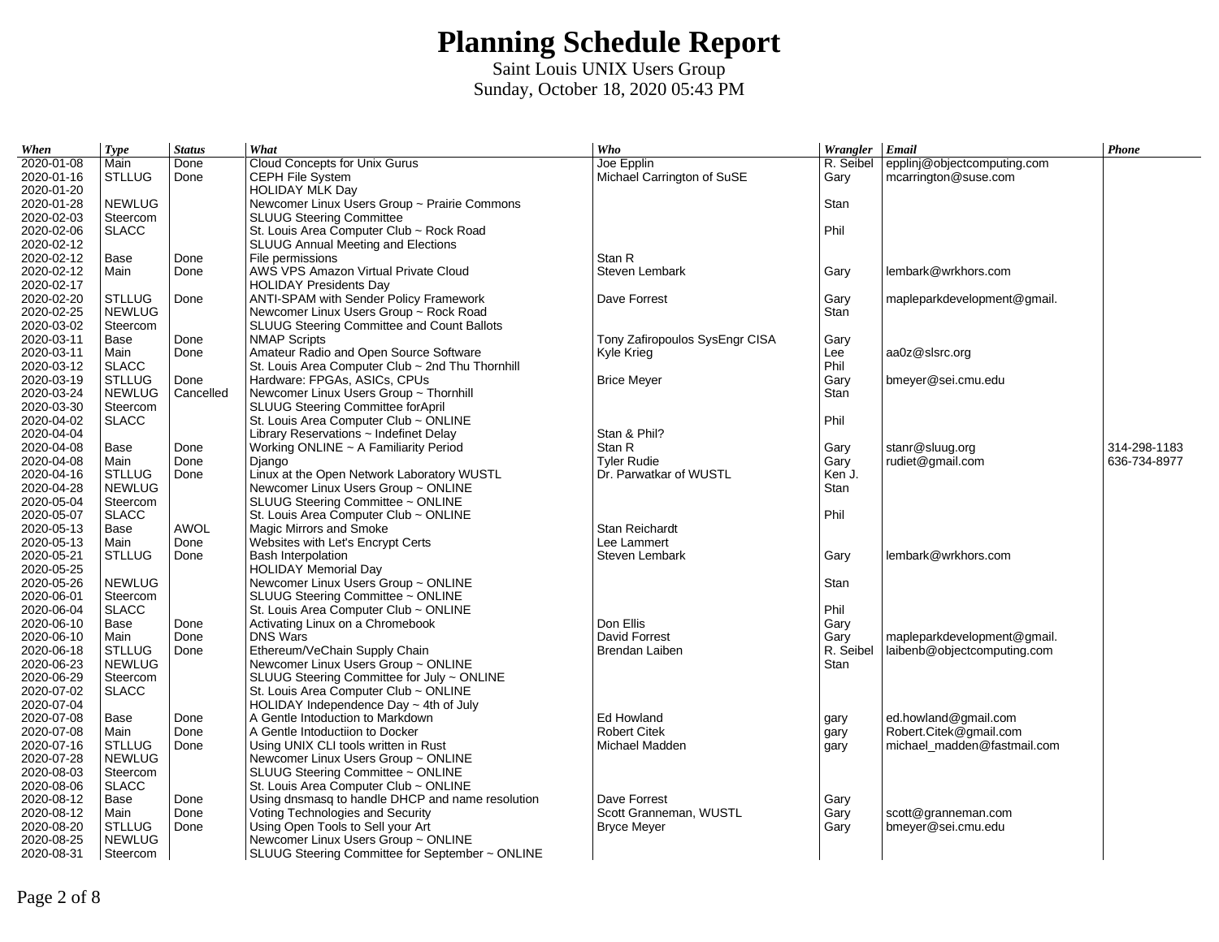# Planning Schedule Report

Saint Louis UNIX Users Group

Sunday, October 18, 2020 05:43 PM

| *When* | *Type* | *Status* | *What* | *Who* | *Wrangler* | *Email* | *Phone* |
|---|---|---|---|---|---|---|---|
| 2020-01-08 | Main | Done | Cloud Concepts for Unix Gurus | Joe Epplin | R. Seibel | epplinj@objectcomputing.com | |
| 2020-01-16 | STLLUG | Done | CEPH File System | Michael Carrington of SuSE | Gary | mcarrington@suse.com | |
| 2020-01-20 | | | HOLIDAY MLK Day | | | | |
| 2020-01-28 | NEWLUG | | Newcomer Linux Users Group ~ Prairie Commons | | Stan | | |
| 2020-02-03 | Steercom | | SLUUG Steering Committee | | | | |
| 2020-02-06 | SLACC | | St. Louis Area Computer Club ~ Rock Road | | Phil | | |
| 2020-02-12 | | | SLUUG Annual Meeting and Elections | | | | |
| 2020-02-12 | Base | Done | File permissions | Stan R | | | |
| 2020-02-12 | Main | Done | AWS VPS Amazon Virtual Private Cloud | Steven Lembark | Gary | lembark@wrkhors.com | |
| 2020-02-17 | | | HOLIDAY Presidents Day | | | | |
| 2020-02-20 | STLLUG | Done | ANTI-SPAM with Sender Policy Framework | Dave Forrest | Gary | mapleparkdevelopment@gmail. | |
| 2020-02-25 | NEWLUG | | Newcomer Linux Users Group ~ Rock Road | | Stan | | |
| 2020-03-02 | Steercom | | SLUUG Steering Committee and Count Ballots | | | | |
| 2020-03-11 | Base | Done | NMAP Scripts | Tony Zafiropoulos SysEngr CISA | Gary | | |
| 2020-03-11 | Main | Done | Amateur Radio and Open Source Software | Kyle Krieg | Lee | aa0z@slsrc.org | |
| 2020-03-12 | SLACC | | St. Louis Area Computer Club ~ 2nd Thu Thornhill | | Phil | | |
| 2020-03-19 | STLLUG | Done | Hardware: FPGAs, ASICs, CPUs | Brice Meyer | Gary | bmeyer@sei.cmu.edu | |
| 2020-03-24 | NEWLUG | Cancelled | Newcomer Linux Users Group ~ Thornhill | | Stan | | |
| 2020-03-30 | Steercom | | SLUUG Steering Committee forApril | | | | |
| 2020-04-02 | SLACC | | St. Louis Area Computer Club ~ ONLINE | | Phil | | |
| 2020-04-04 | | | Library Reservations ~ Indefinet Delay | Stan & Phil? | | | |
| 2020-04-08 | Base | Done | Working ONLINE ~ A Familiarity Period | Stan R | Gary | stanr@sluug.org | 314-298-1183 |
| 2020-04-08 | Main | Done | Django | Tyler Rudie | Gary | rudiet@gmail.com | 636-734-8977 |
| 2020-04-16 | STLLUG | Done | Linux at the Open Network Laboratory WUSTL | Dr. Parwatkar of WUSTL | Ken J. | | |
| 2020-04-28 | NEWLUG | | Newcomer Linux Users Group ~ ONLINE | | Stan | | |
| 2020-05-04 | Steercom | | SLUUG Steering Committee ~ ONLINE | | | | |
| 2020-05-07 | SLACC | | St. Louis Area Computer Club ~ ONLINE | | Phil | | |
| 2020-05-13 | Base | AWOL | Magic Mirrors and Smoke | Stan Reichardt | | | |
| 2020-05-13 | Main | Done | Websites with Let's Encrypt Certs | Lee Lammert | | | |
| 2020-05-21 | STLLUG | Done | Bash Interpolation | Steven Lembark | Gary | lembark@wrkhors.com | |
| 2020-05-25 | | | HOLIDAY Memorial Day | | | | |
| 2020-05-26 | NEWLUG | | Newcomer Linux Users Group ~ ONLINE | | Stan | | |
| 2020-06-01 | Steercom | | SLUUG Steering Committee ~ ONLINE | | | | |
| 2020-06-04 | SLACC | | St. Louis Area Computer Club ~ ONLINE | | Phil | | |
| 2020-06-10 | Base | Done | Activating Linux on a Chromebook | Don Ellis | Gary | | |
| 2020-06-10 | Main | Done | DNS Wars | David Forrest | Gary | mapleparkdevelopment@gmail. | |
| 2020-06-18 | STLLUG | Done | Ethereum/VeChain Supply Chain | Brendan Laiben | R. Seibel | laibenb@objectcomputing.com | |
| 2020-06-23 | NEWLUG | | Newcomer Linux Users Group ~ ONLINE | | Stan | | |
| 2020-06-29 | Steercom | | SLUUG Steering Committee for July ~ ONLINE | | | | |
| 2020-07-02 | SLACC | | St. Louis Area Computer Club ~ ONLINE | | | | |
| 2020-07-04 | | | HOLIDAY Independence Day ~ 4th of July | | | | |
| 2020-07-08 | Base | Done | A Gentle Intoduction to Markdown | Ed Howland | gary | ed.howland@gmail.com | |
| 2020-07-08 | Main | Done | A Gentle Intoductiion to Docker | Robert Citek | gary | Robert.Citek@gmail.com | |
| 2020-07-16 | STLLUG | Done | Using UNIX CLI tools written in Rust | Michael Madden | gary | michael_madden@fastmail.com | |
| 2020-07-28 | NEWLUG | | Newcomer Linux Users Group ~ ONLINE | | | | |
| 2020-08-03 | Steercom | | SLUUG Steering Committee ~ ONLINE | | | | |
| 2020-08-06 | SLACC | | St. Louis Area Computer Club ~ ONLINE | | | | |
| 2020-08-12 | Base | Done | Using dnsmasq to handle DHCP and name resolution | Dave Forrest | Gary | | |
| 2020-08-12 | Main | Done | Voting Technologies and Security | Scott Granneman, WUSTL | Gary | scott@granneman.com | |
| 2020-08-20 | STLLUG | Done | Using Open Tools to Sell your Art | Bryce Meyer | Gary | bmeyer@sei.cmu.edu | |
| 2020-08-25 | NEWLUG | | Newcomer Linux Users Group ~ ONLINE | | | | |
| 2020-08-31 | Steercom | | SLUUG Steering Committee for September ~ ONLINE | | | | |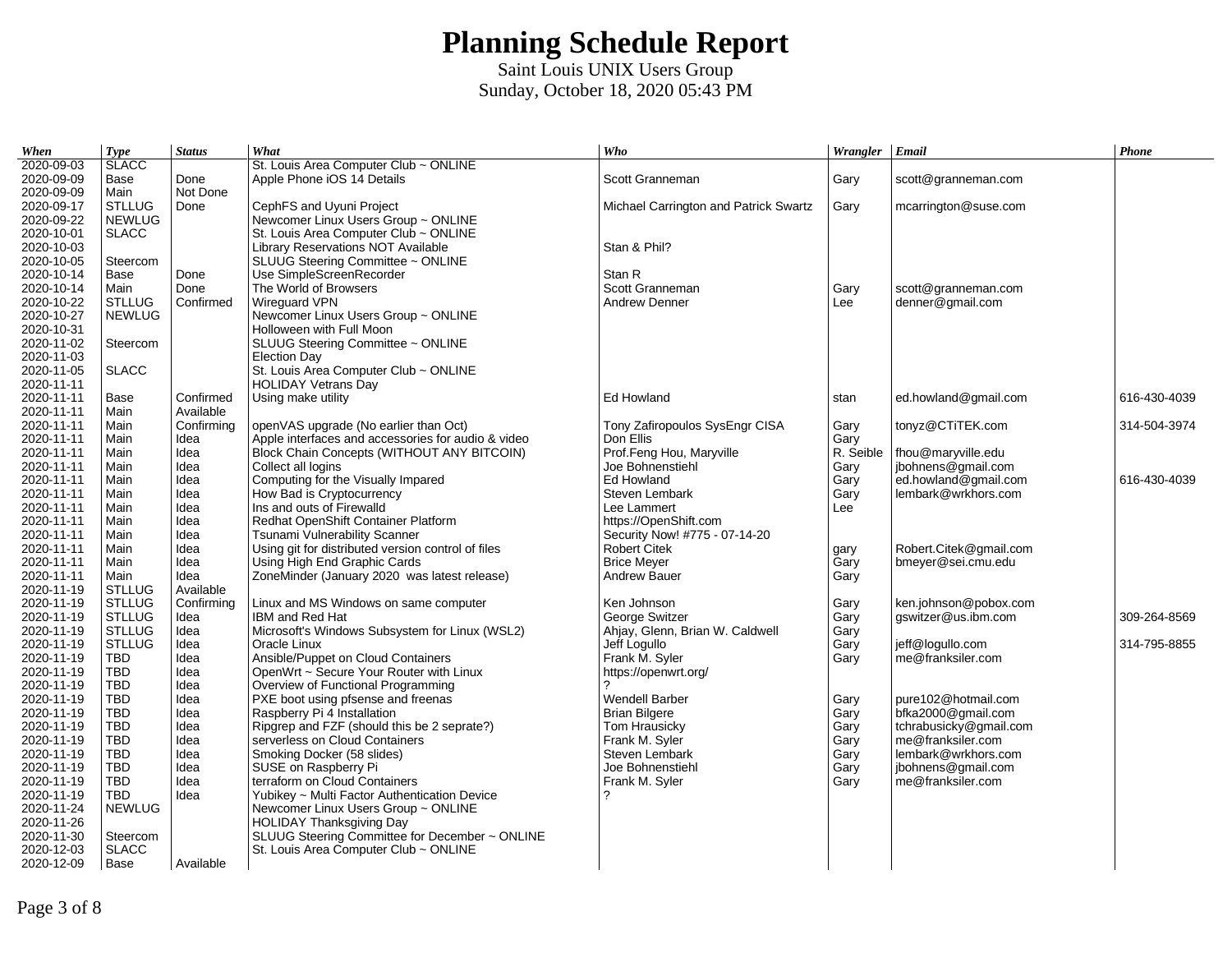# Planning Schedule Report

Saint Louis UNIX Users Group

Sunday, October 18, 2020 05:43 PM

| *When* | *Type* | *Status* | *What* | *Who* | *Wrangler* | *Email* | *Phone* |
|---|---|---|---|---|---|---|---|
| 2020-09-03 | SLACC | | St. Louis Area Computer Club ~ ONLINE | | | | |
| 2020-09-09 | Base | Done | Apple Phone iOS 14 Details | Scott Granneman | Gary | scott@granneman.com | |
| 2020-09-09 | Main | Not Done | | | | | |
| 2020-09-17 | STLLUG | Done | CephFS and Uyuni Project | Michael Carrington and Patrick Swartz | Gary | mcarrington@suse.com | |
| 2020-09-22 | NEWLUG | | Newcomer Linux Users Group ~ ONLINE | | | | |
| 2020-10-01 | SLACC | | St. Louis Area Computer Club ~ ONLINE | | | | |
| 2020-10-03 | | | Library Reservations NOT Available | Stan & Phil? | | | |
| 2020-10-05 | Steercom | | SLUUG Steering Committee ~ ONLINE | | | | |
| 2020-10-14 | Base | Done | Use SimpleScreenRecorder | Stan R | | | |
| 2020-10-14 | Main | Done | The World of Browsers | Scott Granneman | Gary | scott@granneman.com | |
| 2020-10-22 | STLLUG | Confirmed | Wireguard VPN | Andrew Denner | Lee | denner@gmail.com | |
| 2020-10-27 | NEWLUG | | Newcomer Linux Users Group ~ ONLINE | | | | |
| 2020-10-31 | | | Holloween with Full Moon | | | | |
| 2020-11-02 | Steercom | | SLUUG Steering Committee ~ ONLINE | | | | |
| 2020-11-03 | | | Election Day | | | | |
| 2020-11-05 | SLACC | | St. Louis Area Computer Club ~ ONLINE | | | | |
| 2020-11-11 | | | HOLIDAY Vetrans Day | | | | |
| 2020-11-11 | Base | Confirmed | Using make utility | Ed Howland | stan | ed.howland@gmail.com | 616-430-4039 |
| 2020-11-11 | Main | Available | | | | | |
| 2020-11-11 | Main | Confirming | openVAS upgrade (No earlier than Oct) | Tony Zafiropoulos SysEngr CISA | Gary | tonyz@CTiTEK.com | 314-504-3974 |
| 2020-11-11 | Main | Idea | Apple interfaces and accessories for audio & video | Don Ellis | Gary | | |
| 2020-11-11 | Main | Idea | Block Chain Concepts (WITHOUT ANY BITCOIN) | Prof.Feng Hou, Maryville | R. Seible | fhou@maryville.edu | |
| 2020-11-11 | Main | Idea | Collect all logins | Joe Bohnenstiehl | Gary | jbohnens@gmail.com | |
| 2020-11-11 | Main | Idea | Computing for the Visually Impared | Ed Howland | Gary | ed.howland@gmail.com | 616-430-4039 |
| 2020-11-11 | Main | Idea | How Bad is Cryptocurrency | Steven Lembark | Gary | lembark@wrkhors.com | |
| 2020-11-11 | Main | Idea | Ins and outs of Firewalld | Lee Lammert | Lee | | |
| 2020-11-11 | Main | Idea | Redhat OpenShift Container Platform | https://OpenShift.com | | | |
| 2020-11-11 | Main | Idea | Tsunami Vulnerability Scanner | Security Now! #775 - 07-14-20 | | | |
| 2020-11-11 | Main | Idea | Using git for distributed version control of files | Robert Citek | gary | Robert.Citek@gmail.com | |
| 2020-11-11 | Main | Idea | Using High End Graphic Cards | Brice Meyer | Gary | bmeyer@sei.cmu.edu | |
| 2020-11-11 | Main | Idea | ZoneMinder (January 2020 was latest release) | Andrew Bauer | Gary | | |
| 2020-11-19 | STLLUG | Available | | | | | |
| 2020-11-19 | STLLUG | Confirming | Linux and MS Windows on same computer | Ken Johnson | Gary | ken.johnson@pobox.com | |
| 2020-11-19 | STLLUG | Idea | IBM and Red Hat | George Switzer | Gary | gswitzer@us.ibm.com | 309-264-8569 |
| 2020-11-19 | STLLUG | Idea | Microsoft's Windows Subsystem for Linux (WSL2) | Ahjay, Glenn, Brian W. Caldwell | Gary | | |
| 2020-11-19 | STLLUG | Idea | Oracle Linux | Jeff Logullo | Gary | jeff@logullo.com | 314-795-8855 |
| 2020-11-19 | TBD | Idea | Ansible/Puppet on Cloud Containers | Frank M. Syler | Gary | me@franksiler.com | |
| 2020-11-19 | TBD | Idea | OpenWrt ~ Secure Your Router with Linux | https://openwrt.org/ | | | |
| 2020-11-19 | TBD | Idea | Overview of Functional Programming | ? | | | |
| 2020-11-19 | TBD | Idea | PXE boot using pfsense and freenas | Wendell Barber | Gary | pure102@hotmail.com | |
| 2020-11-19 | TBD | Idea | Raspberry Pi 4 Installation | Brian Bilgere | Gary | bfka2000@gmail.com | |
| 2020-11-19 | TBD | Idea | Ripgrep and FZF (should this be 2 seprate?) | Tom Hrausicky | Gary | tchrabusicky@gmail.com | |
| 2020-11-19 | TBD | Idea | serverless on Cloud Containers | Frank M. Syler | Gary | me@franksiler.com | |
| 2020-11-19 | TBD | Idea | Smoking Docker (58 slides) | Steven Lembark | Gary | lembark@wrkhors.com | |
| 2020-11-19 | TBD | Idea | SUSE on Raspberry Pi | Joe Bohnenstiehl | Gary | jbohnens@gmail.com | |
| 2020-11-19 | TBD | Idea | terraform on Cloud Containers | Frank M. Syler | Gary | me@franksiler.com | |
| 2020-11-19 | TBD | Idea | Yubikey ~ Multi Factor Authentication Device | ? | | | |
| 2020-11-24 | NEWLUG | | Newcomer Linux Users Group ~ ONLINE | | | | |
| 2020-11-26 | | | HOLIDAY Thanksgiving Day | | | | |
| 2020-11-30 | Steercom | | SLUUG Steering Committee for December ~ ONLINE | | | | |
| 2020-12-03 | SLACC | | St. Louis Area Computer Club ~ ONLINE | | | | |
| 2020-12-09 | Base | Available | | | | | |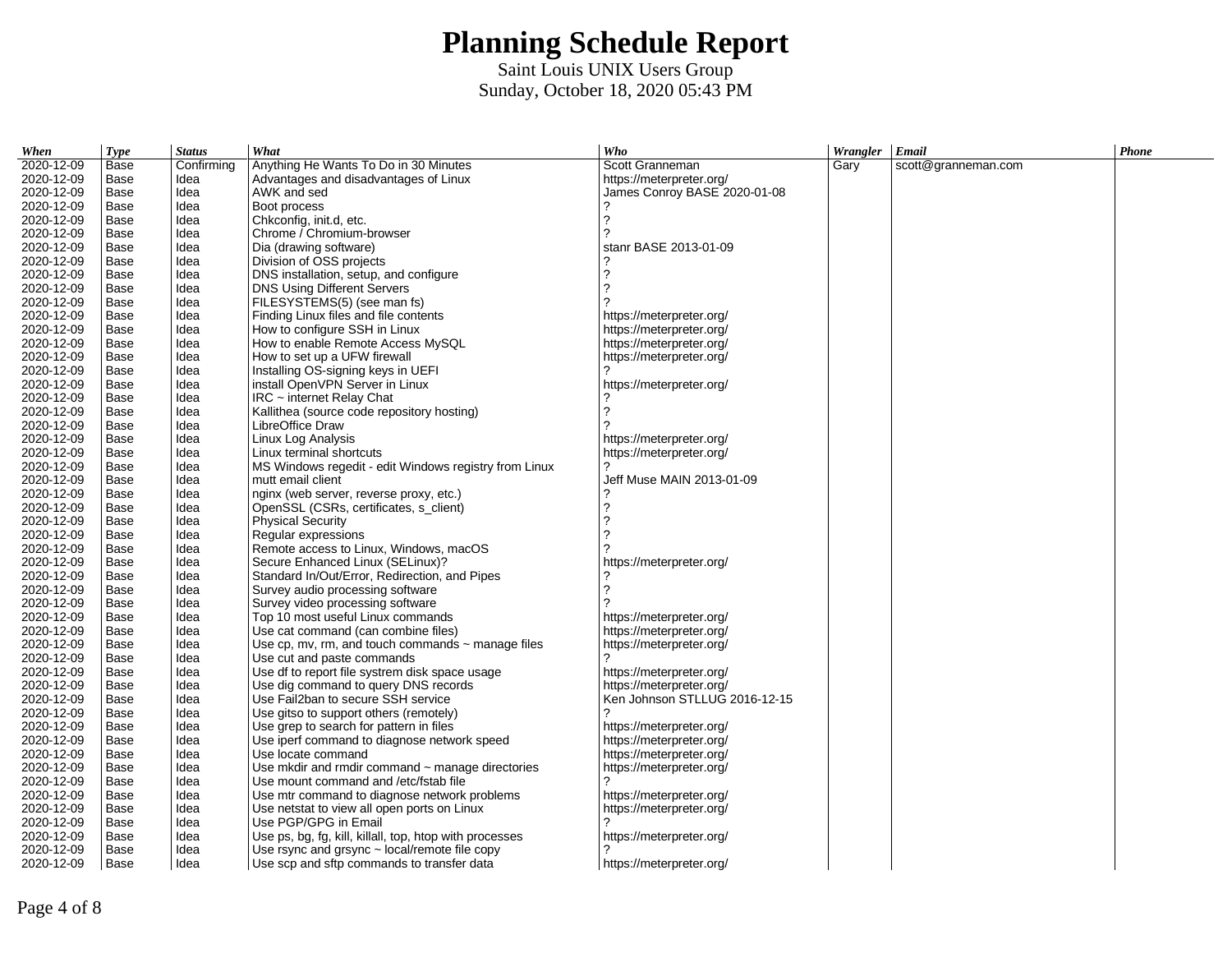# Planning Schedule Report

Saint Louis UNIX Users Group

Sunday, October 18, 2020 05:43 PM

| When | Type | Status | What | Who | Wrangler | Email | Phone |
|---|---|---|---|---|---|---|---|
| 2020-12-09 | Base | Confirming | Anything He Wants To Do in 30 Minutes | Scott Granneman | Gary | scott@granneman.com | |
| 2020-12-09 | Base | Idea | Advantages and disadvantages of Linux | https://meterpreter.org/ | | | |
| 2020-12-09 | Base | Idea | AWK and sed | James Conroy BASE 2020-01-08 | | | |
| 2020-12-09 | Base | Idea | Boot process | ? | | | |
| 2020-12-09 | Base | Idea | Chkconfig, init.d, etc. | ? | | | |
| 2020-12-09 | Base | Idea | Chrome / Chromium-browser | ? | | | |
| 2020-12-09 | Base | Idea | Dia (drawing software) | stanr BASE 2013-01-09 | | | |
| 2020-12-09 | Base | Idea | Division of OSS projects | ? | | | |
| 2020-12-09 | Base | Idea | DNS installation, setup, and configure | ? | | | |
| 2020-12-09 | Base | Idea | DNS Using Different Servers | ? | | | |
| 2020-12-09 | Base | Idea | FILESYSTEMS(5) (see man fs) | ? | | | |
| 2020-12-09 | Base | Idea | Finding Linux files and file contents | https://meterpreter.org/ | | | |
| 2020-12-09 | Base | Idea | How to configure SSH in Linux | https://meterpreter.org/ | | | |
| 2020-12-09 | Base | Idea | How to enable Remote Access MySQL | https://meterpreter.org/ | | | |
| 2020-12-09 | Base | Idea | How to set up a UFW firewall | https://meterpreter.org/ | | | |
| 2020-12-09 | Base | Idea | Installing OS-signing keys in UEFI | ? | | | |
| 2020-12-09 | Base | Idea | install OpenVPN Server in Linux | https://meterpreter.org/ | | | |
| 2020-12-09 | Base | Idea | IRC ~ internet Relay Chat | ? | | | |
| 2020-12-09 | Base | Idea | Kallithea (source code repository hosting) | ? | | | |
| 2020-12-09 | Base | Idea | LibreOffice Draw | ? | | | |
| 2020-12-09 | Base | Idea | Linux Log Analysis | https://meterpreter.org/ | | | |
| 2020-12-09 | Base | Idea | Linux terminal shortcuts | https://meterpreter.org/ | | | |
| 2020-12-09 | Base | Idea | MS Windows regedit - edit Windows registry from Linux | ? | | | |
| 2020-12-09 | Base | Idea | mutt email client | Jeff Muse MAIN 2013-01-09 | | | |
| 2020-12-09 | Base | Idea | nginx (web server, reverse proxy, etc.) | ? | | | |
| 2020-12-09 | Base | Idea | OpenSSL (CSRs, certificates, s_client) | ? | | | |
| 2020-12-09 | Base | Idea | Physical Security | ? | | | |
| 2020-12-09 | Base | Idea | Regular expressions | ? | | | |
| 2020-12-09 | Base | Idea | Remote access to Linux, Windows, macOS | ? | | | |
| 2020-12-09 | Base | Idea | Secure Enhanced Linux (SELinux)? | https://meterpreter.org/ | | | |
| 2020-12-09 | Base | Idea | Standard In/Out/Error, Redirection, and Pipes | ? | | | |
| 2020-12-09 | Base | Idea | Survey audio processing software | ? | | | |
| 2020-12-09 | Base | Idea | Survey video processing software | ? | | | |
| 2020-12-09 | Base | Idea | Top 10 most useful Linux commands | https://meterpreter.org/ | | | |
| 2020-12-09 | Base | Idea | Use cat command (can combine files) | https://meterpreter.org/ | | | |
| 2020-12-09 | Base | Idea | Use cp, mv, rm, and touch commands ~ manage files | https://meterpreter.org/ | | | |
| 2020-12-09 | Base | Idea | Use cut and paste commands | ? | | | |
| 2020-12-09 | Base | Idea | Use df to report file systrem disk space usage | https://meterpreter.org/ | | | |
| 2020-12-09 | Base | Idea | Use dig command to query DNS records | https://meterpreter.org/ | | | |
| 2020-12-09 | Base | Idea | Use Fail2ban to secure SSH service | Ken Johnson STLLUG 2016-12-15 | | | |
| 2020-12-09 | Base | Idea | Use gitso to support others (remotely) | ? | | | |
| 2020-12-09 | Base | Idea | Use grep to search for pattern in files | https://meterpreter.org/ | | | |
| 2020-12-09 | Base | Idea | Use iperf command to diagnose network speed | https://meterpreter.org/ | | | |
| 2020-12-09 | Base | Idea | Use locate command | https://meterpreter.org/ | | | |
| 2020-12-09 | Base | Idea | Use mkdir and rmdir command ~ manage directories | https://meterpreter.org/ | | | |
| 2020-12-09 | Base | Idea | Use mount command and /etc/fstab file | ? | | | |
| 2020-12-09 | Base | Idea | Use mtr command to diagnose network problems | https://meterpreter.org/ | | | |
| 2020-12-09 | Base | Idea | Use netstat to view all open ports on Linux | https://meterpreter.org/ | | | |
| 2020-12-09 | Base | Idea | Use PGP/GPG in Email | ? | | | |
| 2020-12-09 | Base | Idea | Use ps, bg, fg, kill, killall, top, htop with processes | https://meterpreter.org/ | | | |
| 2020-12-09 | Base | Idea | Use rsync and grsync ~ local/remote file copy | ? | | | |
| 2020-12-09 | Base | Idea | Use scp and sftp commands to transfer data | https://meterpreter.org/ | | | |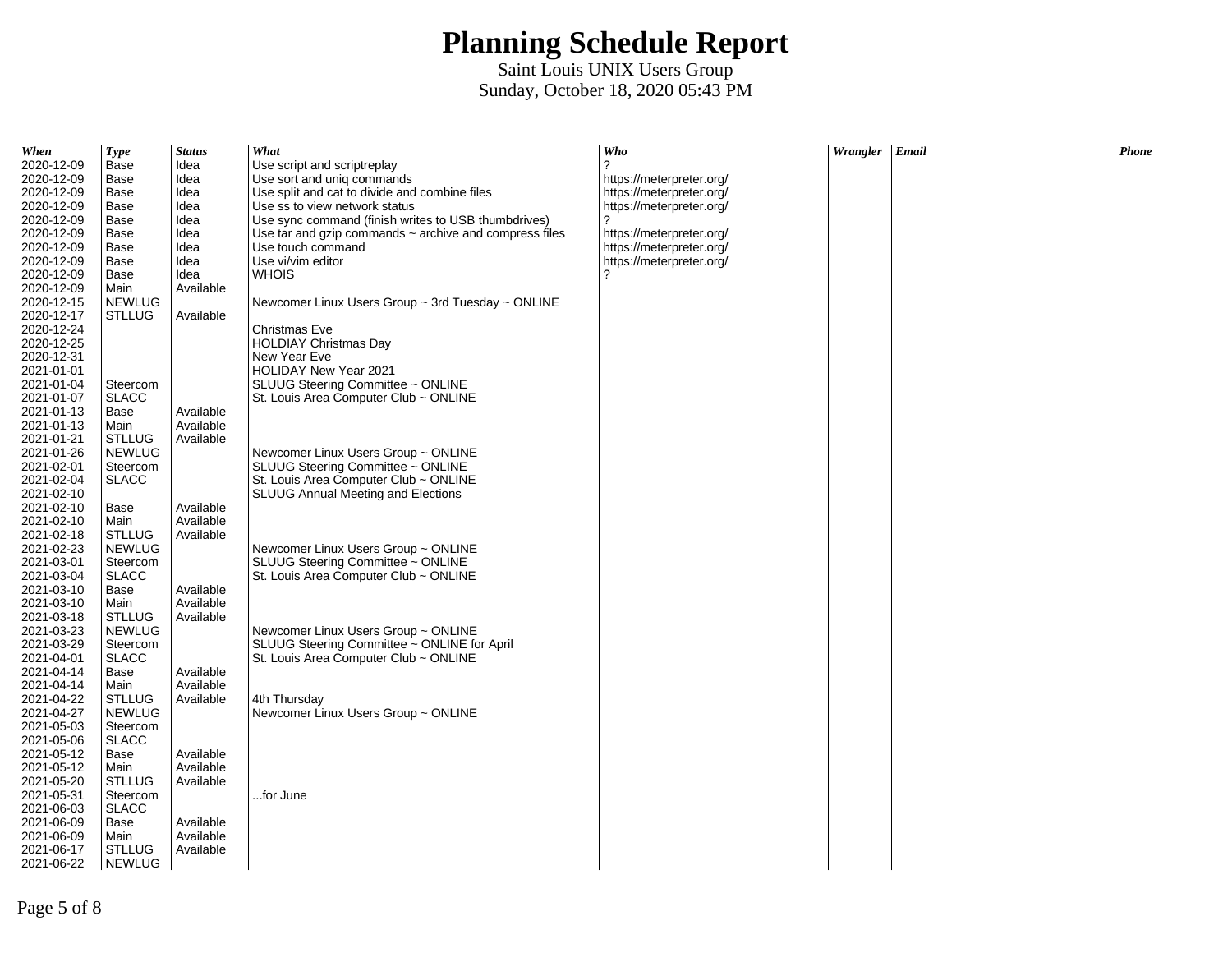# Planning Schedule Report

Saint Louis UNIX Users Group
Sunday, October 18, 2020 05:43 PM

| When | Type | Status | What | Who | Wrangler | Email | Phone |
|---|---|---|---|---|---|---|---|
| 2020-12-09 | Base | Idea | Use script and scriptreplay | ? | | | |
| 2020-12-09 | Base | Idea | Use sort and uniq commands | https://meterpreter.org/ | | | |
| 2020-12-09 | Base | Idea | Use split and cat to divide and combine files | https://meterpreter.org/ | | | |
| 2020-12-09 | Base | Idea | Use ss to view network status | https://meterpreter.org/ | | | |
| 2020-12-09 | Base | Idea | Use sync command (finish writes to USB thumbdrives) | ? | | | |
| 2020-12-09 | Base | Idea | Use tar and gzip commands ~ archive and compress files | https://meterpreter.org/ | | | |
| 2020-12-09 | Base | Idea | Use touch command | https://meterpreter.org/ | | | |
| 2020-12-09 | Base | Idea | Use vi/vim editor | https://meterpreter.org/ | | | |
| 2020-12-09 | Base | Idea | WHOIS | ? | | | |
| 2020-12-09 | Main | Available | | | | | |
| 2020-12-15 | NEWLUG | | Newcomer Linux Users Group ~ 3rd Tuesday ~ ONLINE | | | | |
| 2020-12-17 | STLLUG | Available | | | | | |
| 2020-12-24 | | | Christmas Eve | | | | |
| 2020-12-25 | | | HOLDIAY Christmas Day | | | | |
| 2020-12-31 | | | New Year Eve | | | | |
| 2021-01-01 | | | HOLIDAY New Year 2021 | | | | |
| 2021-01-04 | Steercom | | SLUUG Steering Committee ~ ONLINE | | | | |
| 2021-01-07 | SLACC | | St. Louis Area Computer Club ~ ONLINE | | | | |
| 2021-01-13 | Base | Available | | | | | |
| 2021-01-13 | Main | Available | | | | | |
| 2021-01-21 | STLLUG | Available | | | | | |
| 2021-01-26 | NEWLUG | | Newcomer Linux Users Group ~ ONLINE | | | | |
| 2021-02-01 | Steercom | | SLUUG Steering Committee ~ ONLINE | | | | |
| 2021-02-04 | SLACC | | St. Louis Area Computer Club ~ ONLINE | | | | |
| 2021-02-10 | | | SLUUG Annual Meeting and Elections | | | | |
| 2021-02-10 | Base | Available | | | | | |
| 2021-02-10 | Main | Available | | | | | |
| 2021-02-18 | STLLUG | Available | | | | | |
| 2021-02-23 | NEWLUG | | Newcomer Linux Users Group ~ ONLINE | | | | |
| 2021-03-01 | Steercom | | SLUUG Steering Committee ~ ONLINE | | | | |
| 2021-03-04 | SLACC | | St. Louis Area Computer Club ~ ONLINE | | | | |
| 2021-03-10 | Base | Available | | | | | |
| 2021-03-10 | Main | Available | | | | | |
| 2021-03-18 | STLLUG | Available | | | | | |
| 2021-03-23 | NEWLUG | | Newcomer Linux Users Group ~ ONLINE | | | | |
| 2021-03-29 | Steercom | | SLUUG Steering Committee ~ ONLINE for April | | | | |
| 2021-04-01 | SLACC | | St. Louis Area Computer Club ~ ONLINE | | | | |
| 2021-04-14 | Base | Available | | | | | |
| 2021-04-14 | Main | Available | | | | | |
| 2021-04-22 | STLLUG | Available | 4th Thursday | | | | |
| 2021-04-27 | NEWLUG | | Newcomer Linux Users Group ~ ONLINE | | | | |
| 2021-05-03 | Steercom | | | | | | |
| 2021-05-06 | SLACC | | | | | | |
| 2021-05-12 | Base | Available | | | | | |
| 2021-05-12 | Main | Available | | | | | |
| 2021-05-20 | STLLUG | Available | | | | | |
| 2021-05-31 | Steercom | | ...for June | | | | |
| 2021-06-03 | SLACC | | | | | | |
| 2021-06-09 | Base | Available | | | | | |
| 2021-06-09 | Main | Available | | | | | |
| 2021-06-17 | STLLUG | Available | | | | | |
| 2021-06-22 | NEWLUG | | | | | | |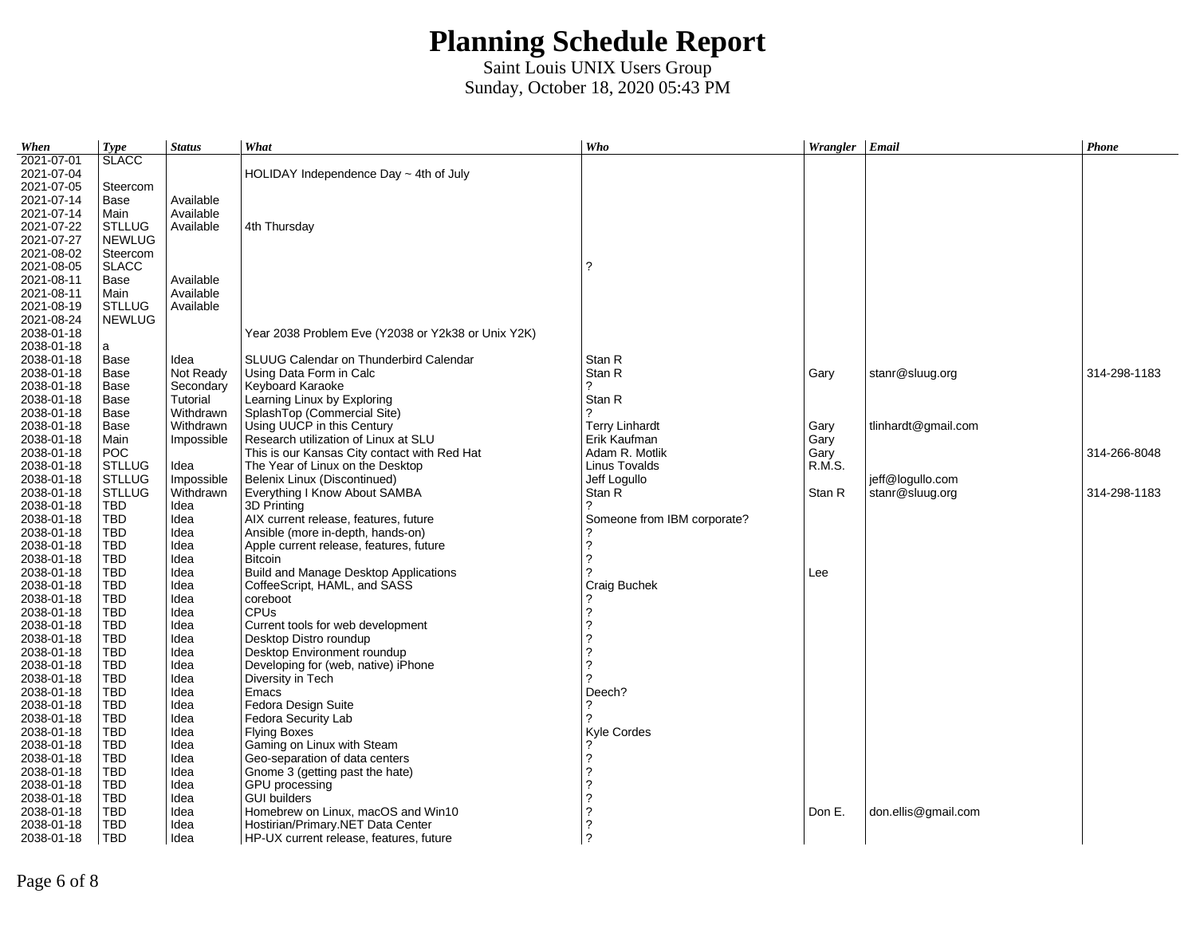# Planning Schedule Report

Saint Louis UNIX Users Group
Sunday, October 18, 2020 05:43 PM

| When | Type | Status | What | Who | Wrangler | Email | Phone |
|---|---|---|---|---|---|---|---|
| 2021-07-01 | SLACC | | | | | | |
| 2021-07-04 | | | HOLIDAY Independence Day ~ 4th of July | | | | |
| 2021-07-05 | Steercom | | | | | | |
| 2021-07-14 | Base | Available | | | | | |
| 2021-07-14 | Main | Available | | | | | |
| 2021-07-22 | STLLUG | Available | 4th Thursday | | | | |
| 2021-07-27 | NEWLUG | | | | | | |
| 2021-08-02 | Steercom | | | | | | |
| 2021-08-05 | SLACC | | | ? | | | |
| 2021-08-11 | Base | Available | | | | | |
| 2021-08-11 | Main | Available | | | | | |
| 2021-08-19 | STLLUG | Available | | | | | |
| 2021-08-24 | NEWLUG | | | | | | |
| 2038-01-18 | | | Year 2038 Problem Eve (Y2038 or Y2k38 or Unix Y2K) | | | | |
| 2038-01-18 | a | | | | | | |
| 2038-01-18 | Base | Idea | SLUUG Calendar on Thunderbird Calendar | Stan R | | | |
| 2038-01-18 | Base | Not Ready | Using Data Form in Calc | Stan R | Gary | stanr@sluug.org | 314-298-1183 |
| 2038-01-18 | Base | Secondary | Keyboard Karaoke | ? | | | |
| 2038-01-18 | Base | Tutorial | Learning Linux by Exploring | Stan R | | | |
| 2038-01-18 | Base | Withdrawn | SplashTop (Commercial Site) | ? | | | |
| 2038-01-18 | Base | Withdrawn | Using UUCP in this Century | Terry Linhardt | Gary | tlinhardt@gmail.com | |
| 2038-01-18 | Main | Impossible | Research utilization of Linux at SLU | Erik Kaufman | Gary | | |
| 2038-01-18 | POC | | This is our Kansas City contact with Red Hat | Adam R. Motlik | Gary | | 314-266-8048 |
| 2038-01-18 | STLLUG | Idea | The Year of Linux on the Desktop | Linus Tovalds | R.M.S. | | |
| 2038-01-18 | STLLUG | Impossible | Belenix Linux (Discontinued) | Jeff Logullo | | jeff@logullo.com | |
| 2038-01-18 | STLLUG | Withdrawn | Everything I Know About SAMBA | Stan R | Stan R | stanr@sluug.org | 314-298-1183 |
| 2038-01-18 | TBD | Idea | 3D Printing | ? | | | |
| 2038-01-18 | TBD | Idea | AIX current release, features, future | Someone from IBM corporate? | | | |
| 2038-01-18 | TBD | Idea | Ansible (more in-depth, hands-on) | ? | | | |
| 2038-01-18 | TBD | Idea | Apple current release, features, future | ? | | | |
| 2038-01-18 | TBD | Idea | Bitcoin | ? | | | |
| 2038-01-18 | TBD | Idea | Build and Manage Desktop Applications | ? | Lee | | |
| 2038-01-18 | TBD | Idea | CoffeeScript, HAML, and SASS | Craig Buchek | | | |
| 2038-01-18 | TBD | Idea | coreboot | ? | | | |
| 2038-01-18 | TBD | Idea | CPUs | ? | | | |
| 2038-01-18 | TBD | Idea | Current tools for web development | ? | | | |
| 2038-01-18 | TBD | Idea | Desktop Distro roundup | ? | | | |
| 2038-01-18 | TBD | Idea | Desktop Environment roundup | ? | | | |
| 2038-01-18 | TBD | Idea | Developing for (web, native) iPhone | ? | | | |
| 2038-01-18 | TBD | Idea | Diversity in Tech | ? | | | |
| 2038-01-18 | TBD | Idea | Emacs | Deech? | | | |
| 2038-01-18 | TBD | Idea | Fedora Design Suite | ? | | | |
| 2038-01-18 | TBD | Idea | Fedora Security Lab | ? | | | |
| 2038-01-18 | TBD | Idea | Flying Boxes | Kyle Cordes | | | |
| 2038-01-18 | TBD | Idea | Gaming on Linux with Steam | ? | | | |
| 2038-01-18 | TBD | Idea | Geo-separation of data centers | ? | | | |
| 2038-01-18 | TBD | Idea | Gnome 3 (getting past the hate) | ? | | | |
| 2038-01-18 | TBD | Idea | GPU processing | ? | | | |
| 2038-01-18 | TBD | Idea | GUI builders | ? | | | |
| 2038-01-18 | TBD | Idea | Homebrew on Linux, macOS and Win10 | ? | Don E. | don.ellis@gmail.com | |
| 2038-01-18 | TBD | Idea | Hostirian/Primary.NET Data Center | ? | | | |
| 2038-01-18 | TBD | Idea | HP-UX current release, features, future | ? | | | |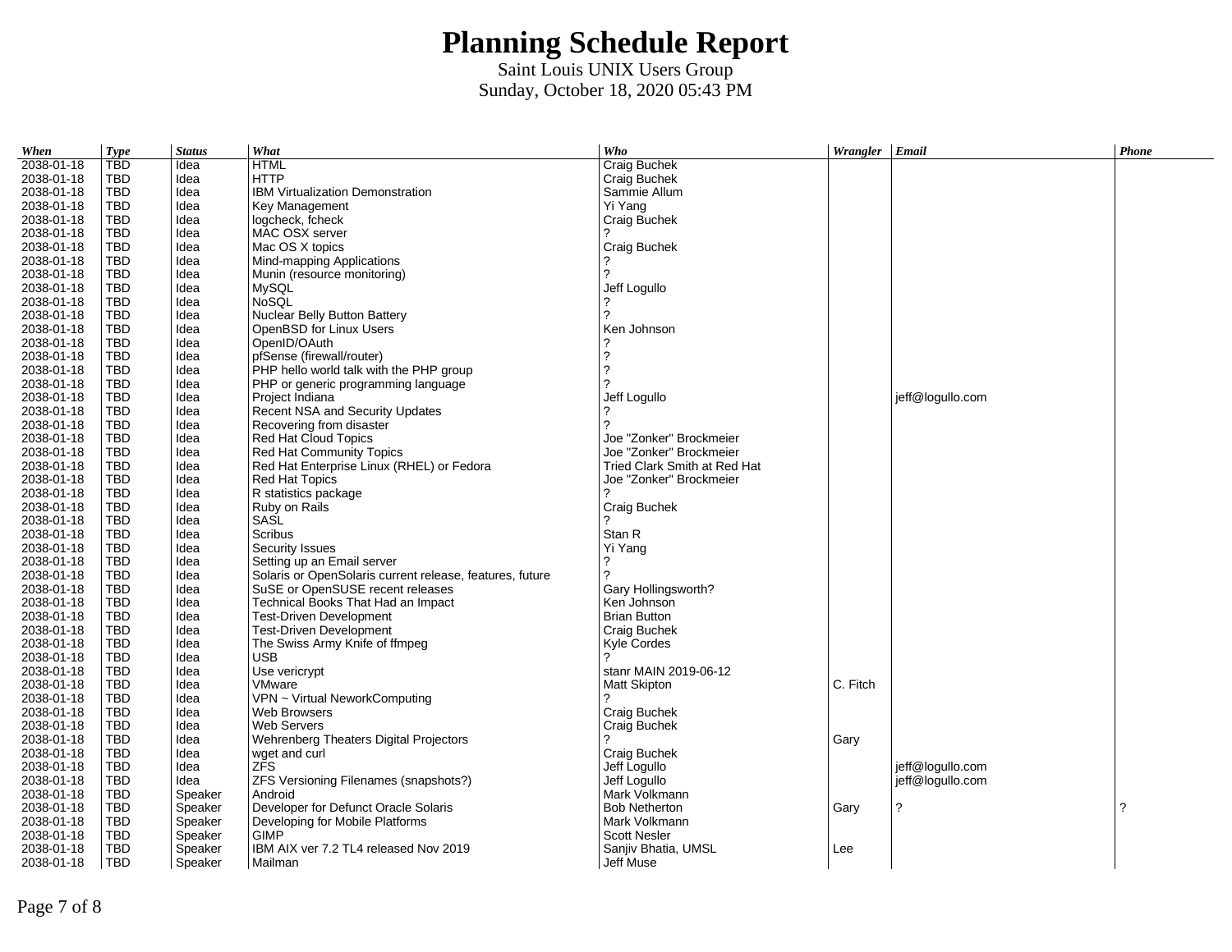# Planning Schedule Report

Saint Louis UNIX Users Group

Sunday, October 18, 2020 05:43 PM

| *When* | *Type* | *Status* | *What* | *Who* | *Wrangler* | *Email* | *Phone* |
|---|---|---|---|---|---|---|---|
| 2038-01-18 | TBD | Idea | HTML | Craig Buchek | | | |
| 2038-01-18 | TBD | Idea | HTTP | Craig Buchek | | | |
| 2038-01-18 | TBD | Idea | IBM Virtualization Demonstration | Sammie Allum | | | |
| 2038-01-18 | TBD | Idea | Key Management | Yi Yang | | | |
| 2038-01-18 | TBD | Idea | logcheck, fcheck | Craig Buchek | | | |
| 2038-01-18 | TBD | Idea | MAC OSX server | ? | | | |
| 2038-01-18 | TBD | Idea | Mac OS X topics | Craig Buchek | | | |
| 2038-01-18 | TBD | Idea | Mind-mapping Applications | ? | | | |
| 2038-01-18 | TBD | Idea | Munin (resource monitoring) | ? | | | |
| 2038-01-18 | TBD | Idea | MySQL | Jeff Logullo | | | |
| 2038-01-18 | TBD | Idea | NoSQL | ? | | | |
| 2038-01-18 | TBD | Idea | Nuclear Belly Button Battery | ? | | | |
| 2038-01-18 | TBD | Idea | OpenBSD for Linux Users | Ken Johnson | | | |
| 2038-01-18 | TBD | Idea | OpenID/OAuth | ? | | | |
| 2038-01-18 | TBD | Idea | pfSense (firewall/router) | ? | | | |
| 2038-01-18 | TBD | Idea | PHP hello world talk with the PHP group | ? | | | |
| 2038-01-18 | TBD | Idea | PHP or generic programming language | ? | | | |
| 2038-01-18 | TBD | Idea | Project Indiana | Jeff Logullo | | jeff@logullo.com | |
| 2038-01-18 | TBD | Idea | Recent NSA and Security Updates | ? | | | |
| 2038-01-18 | TBD | Idea | Recovering from disaster | ? | | | |
| 2038-01-18 | TBD | Idea | Red Hat Cloud Topics | Joe "Zonker" Brockmeier | | | |
| 2038-01-18 | TBD | Idea | Red Hat Community Topics | Joe "Zonker" Brockmeier | | | |
| 2038-01-18 | TBD | Idea | Red Hat Enterprise Linux (RHEL) or Fedora | Tried Clark Smith at Red Hat | | | |
| 2038-01-18 | TBD | Idea | Red Hat Topics | Joe "Zonker" Brockmeier | | | |
| 2038-01-18 | TBD | Idea | R statistics package | ? | | | |
| 2038-01-18 | TBD | Idea | Ruby on Rails | Craig Buchek | | | |
| 2038-01-18 | TBD | Idea | SASL | ? | | | |
| 2038-01-18 | TBD | Idea | Scribus | Stan R | | | |
| 2038-01-18 | TBD | Idea | Security Issues | Yi Yang | | | |
| 2038-01-18 | TBD | Idea | Setting up an Email server | ? | | | |
| 2038-01-18 | TBD | Idea | Solaris or OpenSolaris current release, features, future | ? | | | |
| 2038-01-18 | TBD | Idea | SuSE or OpenSUSE recent releases | Gary Hollingsworth? | | | |
| 2038-01-18 | TBD | Idea | Technical Books That Had an Impact | Ken Johnson | | | |
| 2038-01-18 | TBD | Idea | Test-Driven Development | Brian Button | | | |
| 2038-01-18 | TBD | Idea | Test-Driven Development | Craig Buchek | | | |
| 2038-01-18 | TBD | Idea | The Swiss Army Knife of ffmpeg | Kyle Cordes | | | |
| 2038-01-18 | TBD | Idea | USB | ? | | | |
| 2038-01-18 | TBD | Idea | Use vericrypt | stanr MAIN 2019-06-12 | | | |
| 2038-01-18 | TBD | Idea | VMware | Matt Skipton | C. Fitch | | |
| 2038-01-18 | TBD | Idea | VPN ~ Virtual NeworkComputing | ? | | | |
| 2038-01-18 | TBD | Idea | Web Browsers | Craig Buchek | | | |
| 2038-01-18 | TBD | Idea | Web Servers | Craig Buchek | | | |
| 2038-01-18 | TBD | Idea | Wehrenberg Theaters Digital Projectors | ? | Gary | | |
| 2038-01-18 | TBD | Idea | wget and curl | Craig Buchek | | | |
| 2038-01-18 | TBD | Idea | ZFS | Jeff Logullo | | jeff@logullo.com | |
| 2038-01-18 | TBD | Idea | ZFS Versioning Filenames (snapshots?) | Jeff Logullo | | jeff@logullo.com | |
| 2038-01-18 | TBD | Speaker | Android | Mark Volkmann | | | |
| 2038-01-18 | TBD | Speaker | Developer for Defunct Oracle Solaris | Bob Netherton | Gary | ? | ? |
| 2038-01-18 | TBD | Speaker | Developing for Mobile Platforms | Mark Volkmann | | | |
| 2038-01-18 | TBD | Speaker | GIMP | Scott Nesler | | | |
| 2038-01-18 | TBD | Speaker | IBM AIX ver 7.2 TL4 released Nov 2019 | Sanjiv Bhatia, UMSL | Lee | | |
| 2038-01-18 | TBD | Speaker | Mailman | Jeff Muse | | | |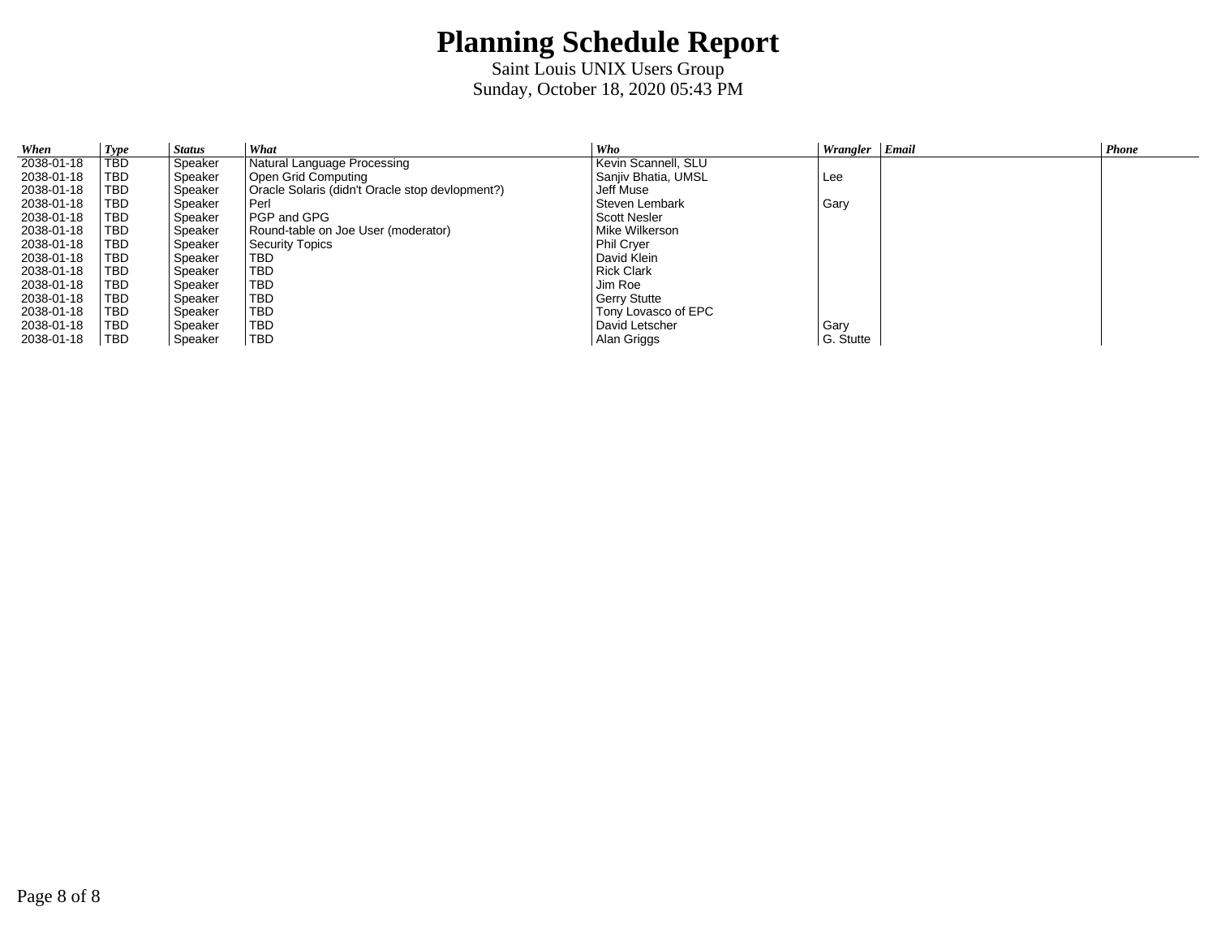# Planning Schedule Report

Saint Louis UNIX Users Group
Sunday, October 18, 2020 05:43 PM

| *When* | *Type* | *Status* | *What* | *Who* | *Wrangler* | *Email* | *Phone* |
|---|---|---|---|---|---|---|---|
| 2038-01-18 | TBD | Speaker | Natural Language Processing | Kevin Scannell, SLU | | | |
| 2038-01-18 | TBD | Speaker | Open Grid Computing | Sanjiv Bhatia, UMSL | Lee | | |
| 2038-01-18 | TBD | Speaker | Oracle Solaris (didn't Oracle stop devlopment?) | Jeff Muse | | | |
| 2038-01-18 | TBD | Speaker | Perl | Steven Lembark | Gary | | |
| 2038-01-18 | TBD | Speaker | PGP and GPG | Scott Nesler | | | |
| 2038-01-18 | TBD | Speaker | Round-table on Joe User (moderator) | Mike Wilkerson | | | |
| 2038-01-18 | TBD | Speaker | Security Topics | Phil Cryer | | | |
| 2038-01-18 | TBD | Speaker | TBD | David Klein | | | |
| 2038-01-18 | TBD | Speaker | TBD | Rick Clark | | | |
| 2038-01-18 | TBD | Speaker | TBD | Jim Roe | | | |
| 2038-01-18 | TBD | Speaker | TBD | Gerry Stutte | | | |
| 2038-01-18 | TBD | Speaker | TBD | Tony Lovasco of EPC | | | |
| 2038-01-18 | TBD | Speaker | TBD | David Letscher | Gary | | |
| 2038-01-18 | TBD | Speaker | TBD | Alan Griggs | G. Stutte | | |